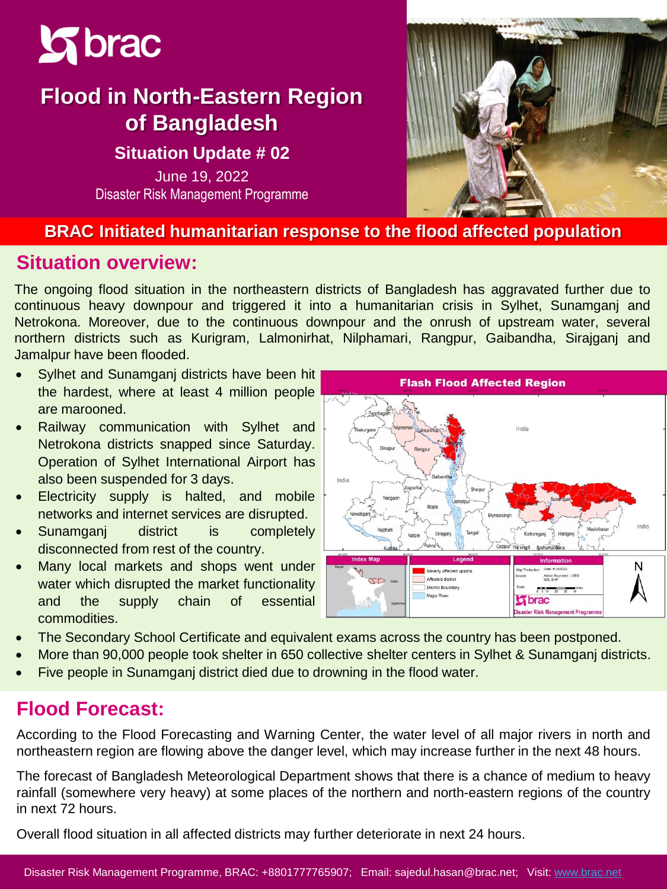# Flood in North-Eastern Region of Bangladesh

## Situation Update # 02

June 19, 2022

Disaster Risk Management Programme

**BRAC Initiated humanitarian response to the flood affected population**

## Situation overview:

The ongoing flood situation in the northeastern districts of Bangladesh has aggravated further due to continuous heavy downpour and triggered it into a humanitarian crisis in Sylhet, Sunamganj and Netrokona. Moreover, due to the continuous downpour and the onrush of upstream water, several northern districts such as Kurigram, Lalmonirhat, Nilphamari, Rangpur, Gaibandha, Sirajganj and Jamalpur have been flooded.

- Sylhet and Sunamganj districts have been hit the hardest, where at least 4 million people are marooned.
- Railway communication with Sylhet and Netrokona districts snapped since Saturday. Operation of Sylhet International Airport has also been suspended for 3 days.
- Electricity supply is halted, and mobile networks and internet services are disrupted.
- Sunamganj district is completely disconnected from rest of the country.
- Many local markets and shops went under water which disrupted the market functionality and the supply chain of essential commodities.
- The Secondary School Certificate and equivalent exams across the country has been postponed.
- More than 90,000 people took shelter in 650 collective shelter centers in Sylhet & Sunamganj districts.
- Five people in Sunamganj district died due to drowning in the flood water.

**Flash Flood Affected Region**

## Flood Forecast:

According to the Flood Forecasting and Warning Center, the water level of all major rivers in north and northeastern region are flowing above the danger level, which may increase further in the next 48 hours.

The forecast of Bangladesh Meteorological Department shows that there is a chance of medium to heavy rainfall (somewhere very heavy) at some places of the northern and north-eastern regions of the country in next 72 hours.

Overall flood situation in all affected districts may further deteriorate in next 24 hours.

Disaster Risk Management Programme, BRAC: +8801777765907; Email: sajedul.hasan@brac.net; Visit: www.brac.net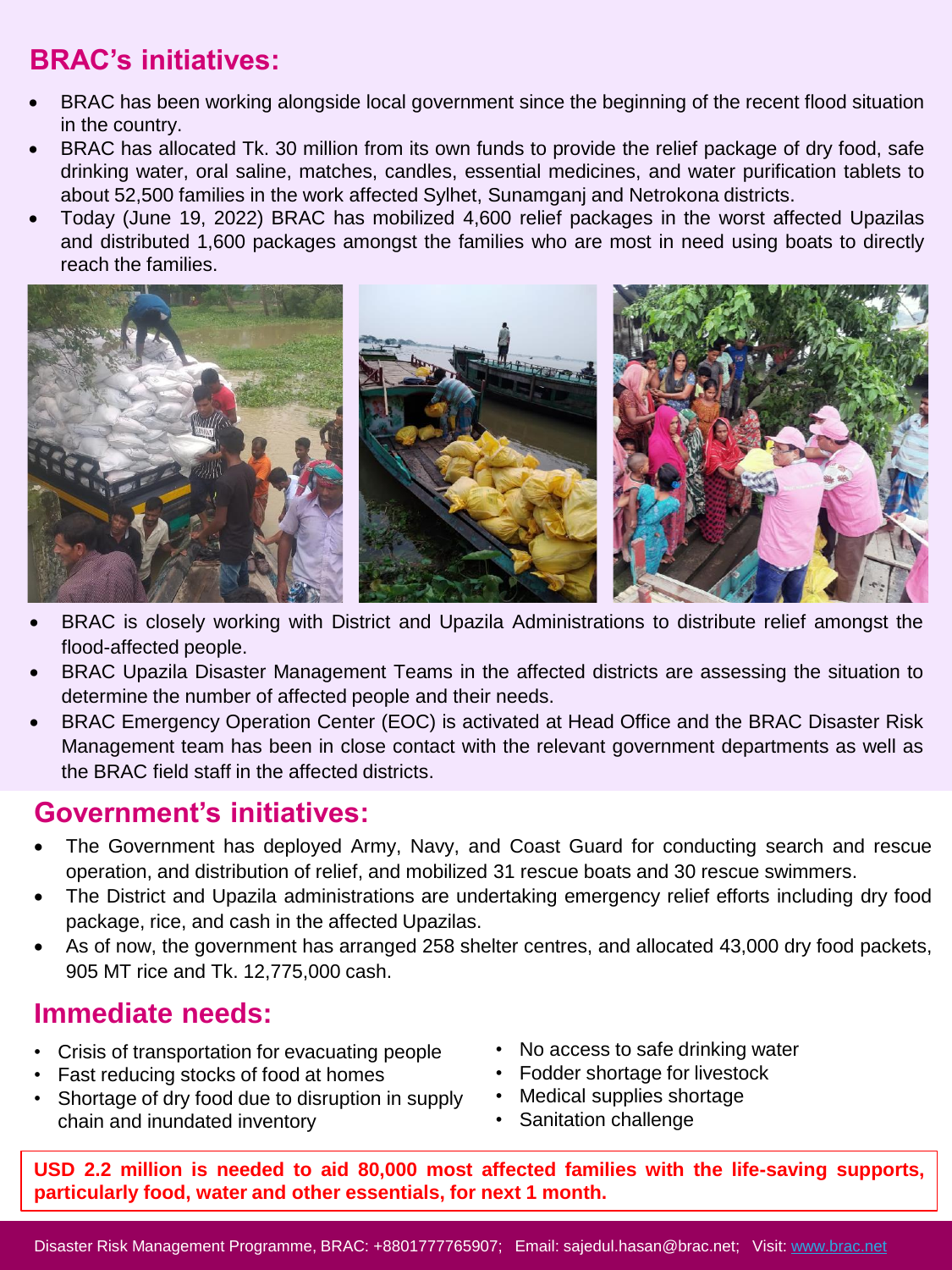## BRAC's initiatives:

- BRAC has been working alongside local government since the beginning of the recent flood situation in the country.
- BRAC has allocated Tk. 30 million from its own funds to provide the relief package of dry food, safe drinking water, oral saline, matches, candles, essential medicines, and water purification tablets to about 52,500 families in the work affected Sylhet, Sunamganj and Netrokona districts.
- Today (June 19, 2022) BRAC has mobilized 4,600 relief packages in the worst affected Upazilas and distributed 1,600 packages amongst the families who are most in need using boats to directly reach the families.
- BRAC is closely working with District and Upazila Administrations to distribute relief amongst the flood-affected people.
- BRAC Upazila Disaster Management Teams in the affected districts are assessing the situation to determine the number of affected people and their needs.
- BRAC Emergency Operation Center (EOC) is activated at Head Office and the BRAC Disaster Risk Management team has been in close contact with the relevant government departments as well as the BRAC field staff in the affected districts.

## Government's initiatives:

- The Government has deployed Army, Navy, and Coast Guard for conducting search and rescue operation, and distribution of relief, and mobilized 31 rescue boats and 30 rescue swimmers.
- The District and Upazila administrations are undertaking emergency relief efforts including dry food package, rice, and cash in the affected Upazilas.
- As of now, the government has arranged 258 shelter centres, and allocated 43,000 dry food packets, 905 MT rice and Tk. 12,775,000 cash.

## Immediate needs:

- Crisis of transportation for evacuating people
- Fast reducing stocks of food at homes
- Shortage of dry food due to disruption in supply chain and inundated inventory
- No access to safe drinking water
- Fodder shortage for livestock
- Medical supplies shortage
- Sanitation challenge

**USD 2.2 million is needed to aid 80,000 most affected families with the life-saving supports, particularly food, water and other essentials, for next 1 month.**

Disaster Risk Management Programme, BRAC: +8801777765907; Email: sajedul.hasan@brac.net; Visit: www.brac.net